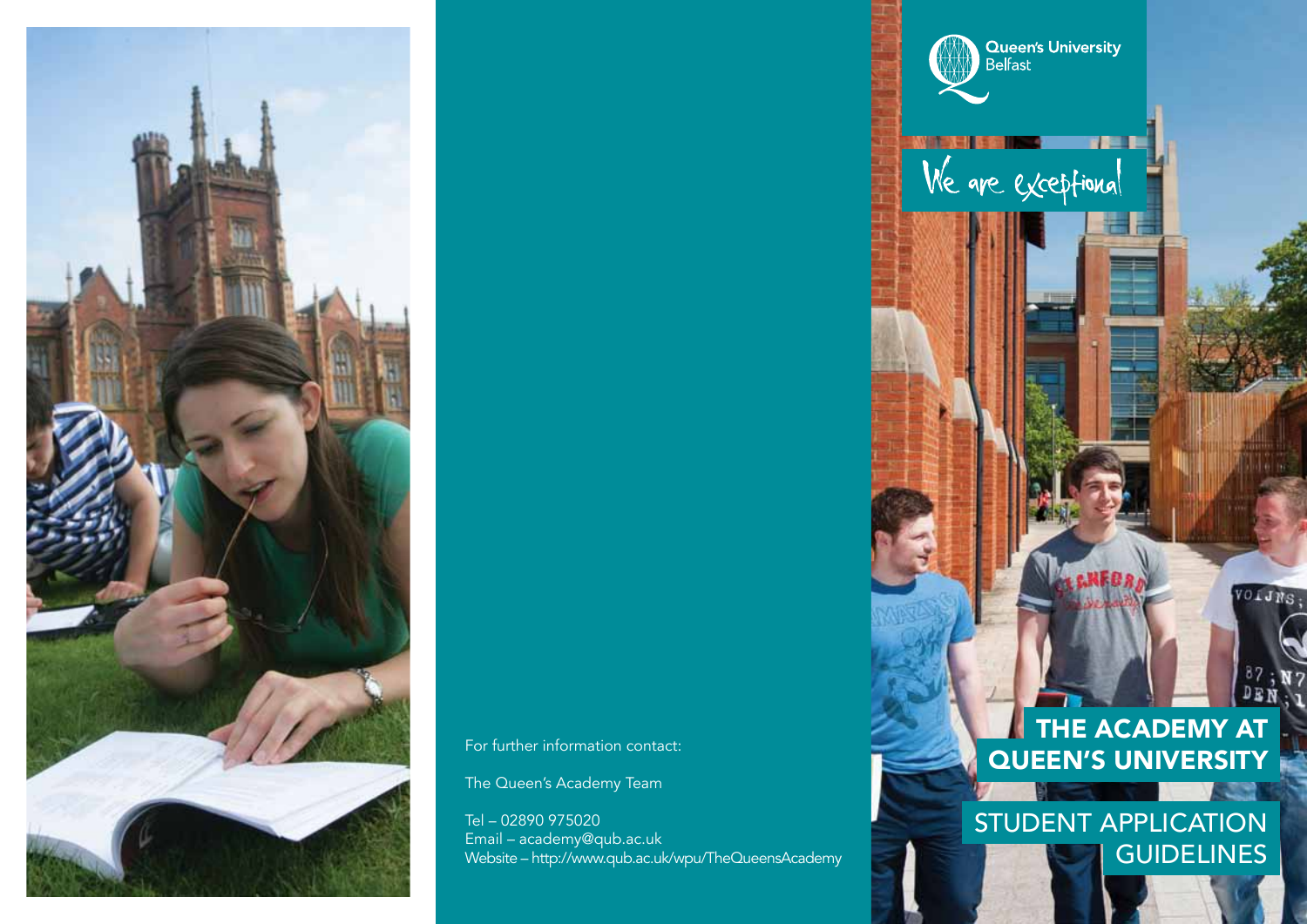Queen's University Belfast

We are exceptional

# THE ACADEMY AT QUEEN'S UNIVERSITY

## STUDENT APPLICATION GUIDELINES

For further information contact:

The Queen's Academy Team

Tel – 02890 975020
Email – academy@qub.ac.uk
Website – http://www.qub.ac.uk/wpu/TheQueensAcademy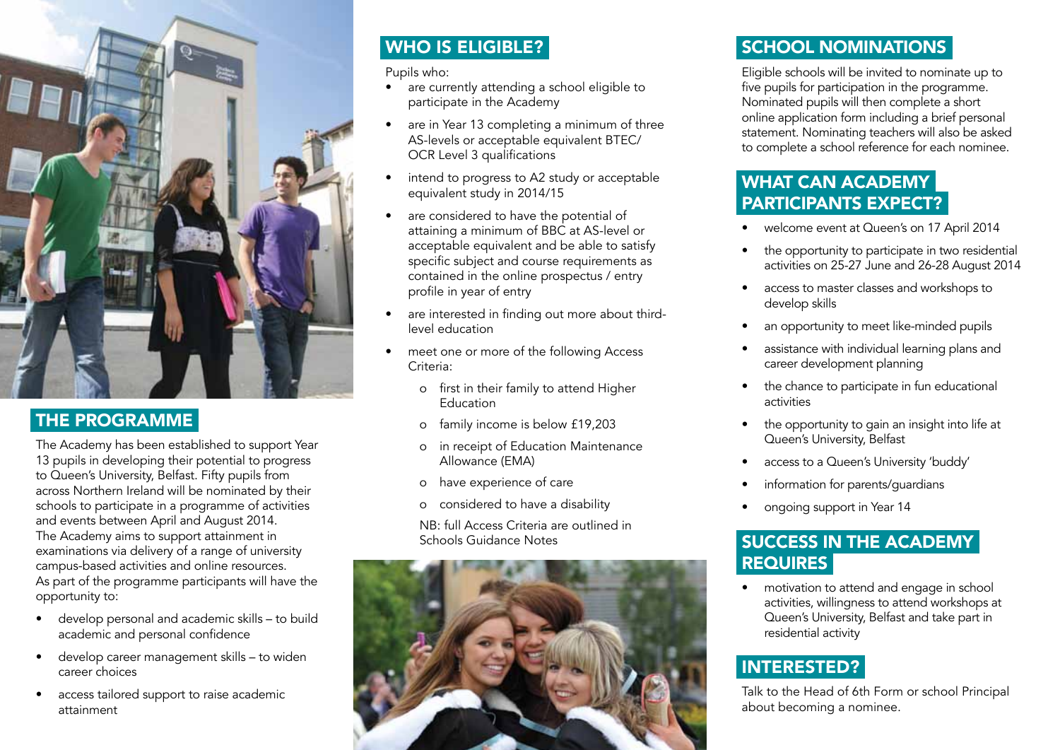## THE PROGRAMME

The Academy has been established to support Year 13 pupils in developing their potential to progress to Queen's University, Belfast. Fifty pupils from across Northern Ireland will be nominated by their schools to participate in a programme of activities and events between April and August 2014. The Academy aims to support attainment in examinations via delivery of a range of university campus-based activities and online resources. As part of the programme participants will have the opportunity to:

- develop personal and academic skills – to build academic and personal confidence
- develop career management skills – to widen career choices
- access tailored support to raise academic attainment

## WHO IS ELIGIBLE?

Pupils who:

- are currently attending a school eligible to participate in the Academy
- are in Year 13 completing a minimum of three AS-levels or acceptable equivalent BTEC/ OCR Level 3 qualifications
- intend to progress to A2 study or acceptable equivalent study in 2014/15
- are considered to have the potential of attaining a minimum of BBC at AS-level or acceptable equivalent and be able to satisfy specific subject and course requirements as contained in the online prospectus / entry profile in year of entry
- are interested in finding out more about third-level education
- meet one or more of the following Access Criteria:
  - first in their family to attend Higher Education
  - family income is below £19,203
  - in receipt of Education Maintenance Allowance (EMA)
  - have experience of care
  - considered to have a disability

  NB: full Access Criteria are outlined in Schools Guidance Notes

## SCHOOL NOMINATIONS

Eligible schools will be invited to nominate up to five pupils for participation in the programme. Nominated pupils will then complete a short online application form including a brief personal statement. Nominating teachers will also be asked to complete a school reference for each nominee.

## WHAT CAN ACADEMY PARTICIPANTS EXPECT?

- welcome event at Queen's on 17 April 2014
- the opportunity to participate in two residential activities on 25-27 June and 26-28 August 2014
- access to master classes and workshops to develop skills
- an opportunity to meet like-minded pupils
- assistance with individual learning plans and career development planning
- the chance to participate in fun educational activities
- the opportunity to gain an insight into life at Queen's University, Belfast
- access to a Queen's University 'buddy'
- information for parents/guardians
- ongoing support in Year 14

## SUCCESS IN THE ACADEMY REQUIRES

- motivation to attend and engage in school activities, willingness to attend workshops at Queen's University, Belfast and take part in residential activity

## INTERESTED?

Talk to the Head of 6th Form or school Principal about becoming a nominee.